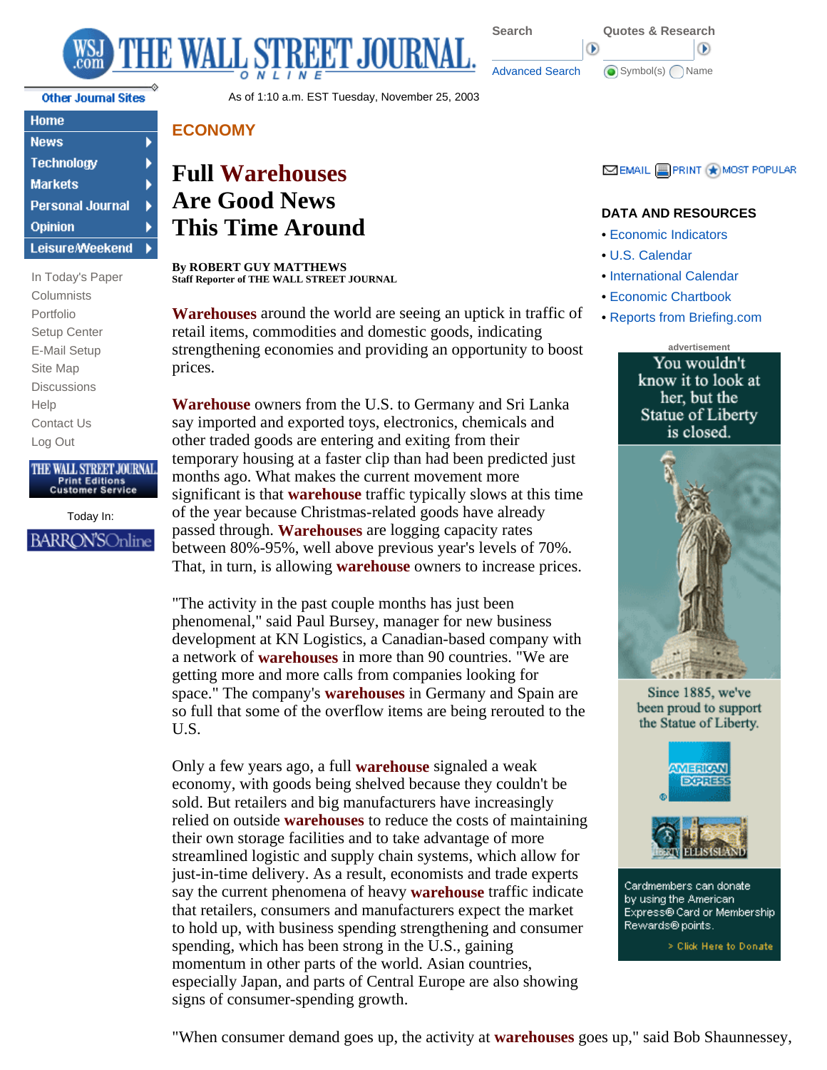As of 1:10 a.m. EST Tuesday, November 25, 2003

ECONOMY

# Full Warehouses Are Good News This Time Around

**By ROBERT GUY MATTHEWS**
**Staff Reporter of THE WALL STREET JOURNAL**

**Warehouses** around the world are seeing an uptick in traffic of retail items, commodities and domestic goods, indicating strengthening economies and providing an opportunity to boost prices.

**Warehouse** owners from the U.S. to Germany and Sri Lanka say imported and exported toys, electronics, chemicals and other traded goods are entering and exiting from their temporary housing at a faster clip than had been predicted just months ago. What makes the current movement more significant is that **warehouse** traffic typically slows at this time of the year because Christmas-related goods have already passed through. **Warehouses** are logging capacity rates between 80%-95%, well above previous year's levels of 70%. That, in turn, is allowing **warehouse** owners to increase prices.

"The activity in the past couple months has just been phenomenal," said Paul Bursey, manager for new business development at KN Logistics, a Canadian-based company with a network of **warehouses** in more than 90 countries. "We are getting more and more calls from companies looking for space." The company's **warehouses** in Germany and Spain are so full that some of the overflow items are being rerouted to the U.S.

Only a few years ago, a full **warehouse** signaled a weak economy, with goods being shelved because they couldn't be sold. But retailers and big manufacturers have increasingly relied on outside **warehouses** to reduce the costs of maintaining their own storage facilities and to take advantage of more streamlined logistic and supply chain systems, which allow for just-in-time delivery. As a result, economists and trade experts say the current phenomena of heavy **warehouse** traffic indicate that retailers, consumers and manufacturers expect the market to hold up, with business spending strengthening and consumer spending, which has been strong in the U.S., gaining momentum in other parts of the world. Asian countries, especially Japan, and parts of Central Europe are also showing signs of consumer-spending growth.

"When consumer demand goes up, the activity at **warehouses** goes up," said Bob Shaunnessey,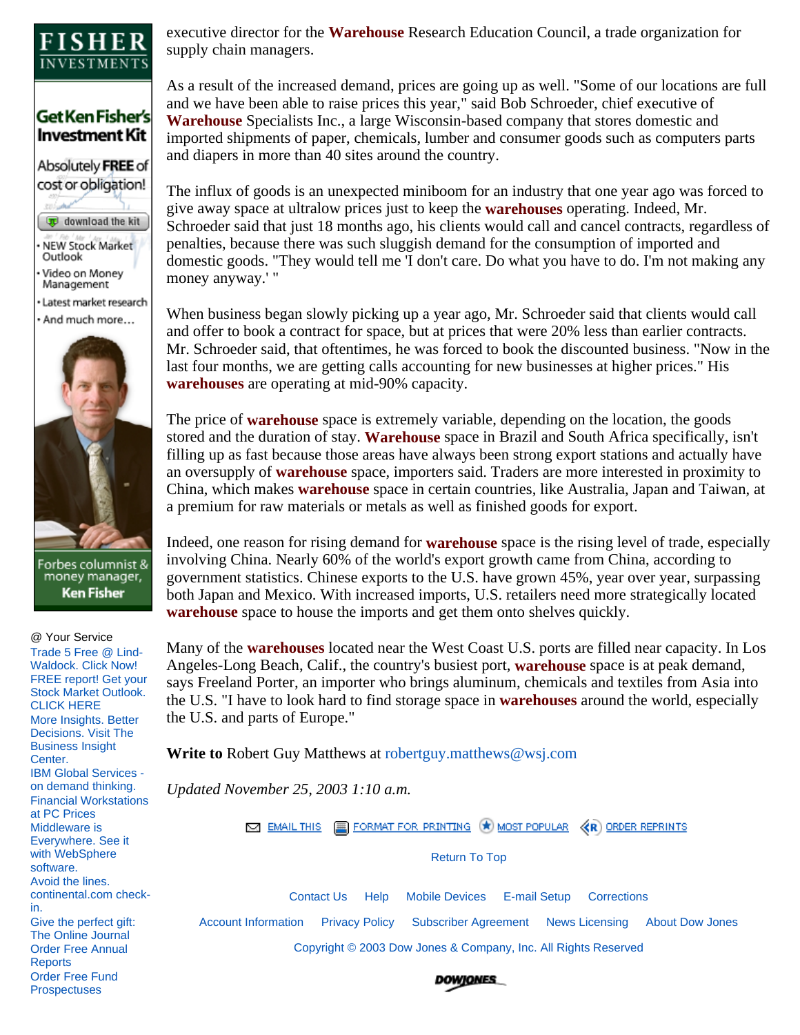executive director for the **Warehouse** Research Education Council, a trade organization for supply chain managers.

As a result of the increased demand, prices are going up as well. "Some of our locations are full and we have been able to raise prices this year," said Bob Schroeder, chief executive of **Warehouse** Specialists Inc., a large Wisconsin-based company that stores domestic and imported shipments of paper, chemicals, lumber and consumer goods such as computers parts and diapers in more than 40 sites around the country.

The influx of goods is an unexpected miniboom for an industry that one year ago was forced to give away space at ultralow prices just to keep the **warehouses** operating. Indeed, Mr. Schroeder said that just 18 months ago, his clients would call and cancel contracts, regardless of penalties, because there was such sluggish demand for the consumption of imported and domestic goods. "They would tell me 'I don't care. Do what you have to do. I'm not making any money anyway.' "

When business began slowly picking up a year ago, Mr. Schroeder said that clients would call and offer to book a contract for space, but at prices that were 20% less than earlier contracts. Mr. Schroeder said, that oftentimes, he was forced to book the discounted business. "Now in the last four months, we are getting calls accounting for new businesses at higher prices." His **warehouses** are operating at mid-90% capacity.

The price of **warehouse** space is extremely variable, depending on the location, the goods stored and the duration of stay. **Warehouse** space in Brazil and South Africa specifically, isn't filling up as fast because those areas have always been strong export stations and actually have an oversupply of **warehouse** space, importers said. Traders are more interested in proximity to China, which makes **warehouse** space in certain countries, like Australia, Japan and Taiwan, at a premium for raw materials or metals as well as finished goods for export.

Indeed, one reason for rising demand for **warehouse** space is the rising level of trade, especially involving China. Nearly 60% of the world's export growth came from China, according to government statistics. Chinese exports to the U.S. have grown 45%, year over year, surpassing both Japan and Mexico. With increased imports, U.S. retailers need more strategically located **warehouse** space to house the imports and get them onto shelves quickly.

Many of the **warehouses** located near the West Coast U.S. ports are filled near capacity. In Los Angeles-Long Beach, Calif., the country's busiest port, **warehouse** space is at peak demand, says Freeland Porter, an importer who brings aluminum, chemicals and textiles from Asia into the U.S. "I have to look hard to find storage space in **warehouses** around the world, especially the U.S. and parts of Europe."

**Write to** Robert Guy Matthews at robertguy.matthews@wsj.com

*Updated November 25, 2003 1:10 a.m.*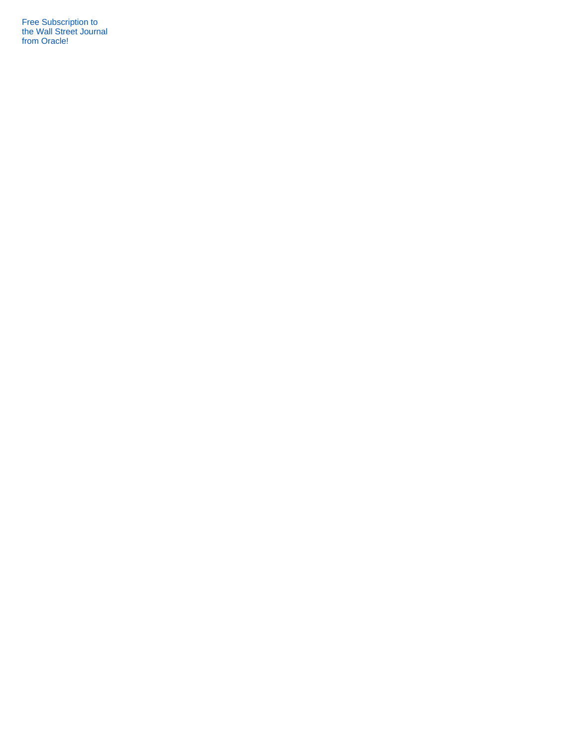Free Subscription to
the Wall Street Journal
from Oracle!